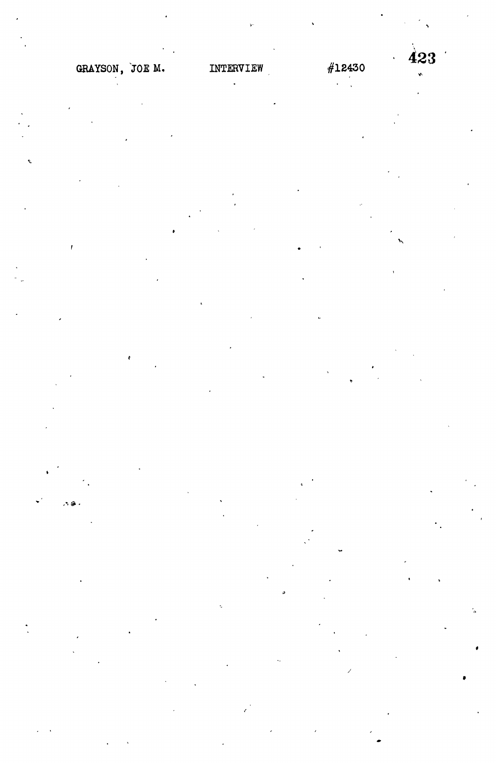GRAYSON, JOE M. INTERVIEW #12430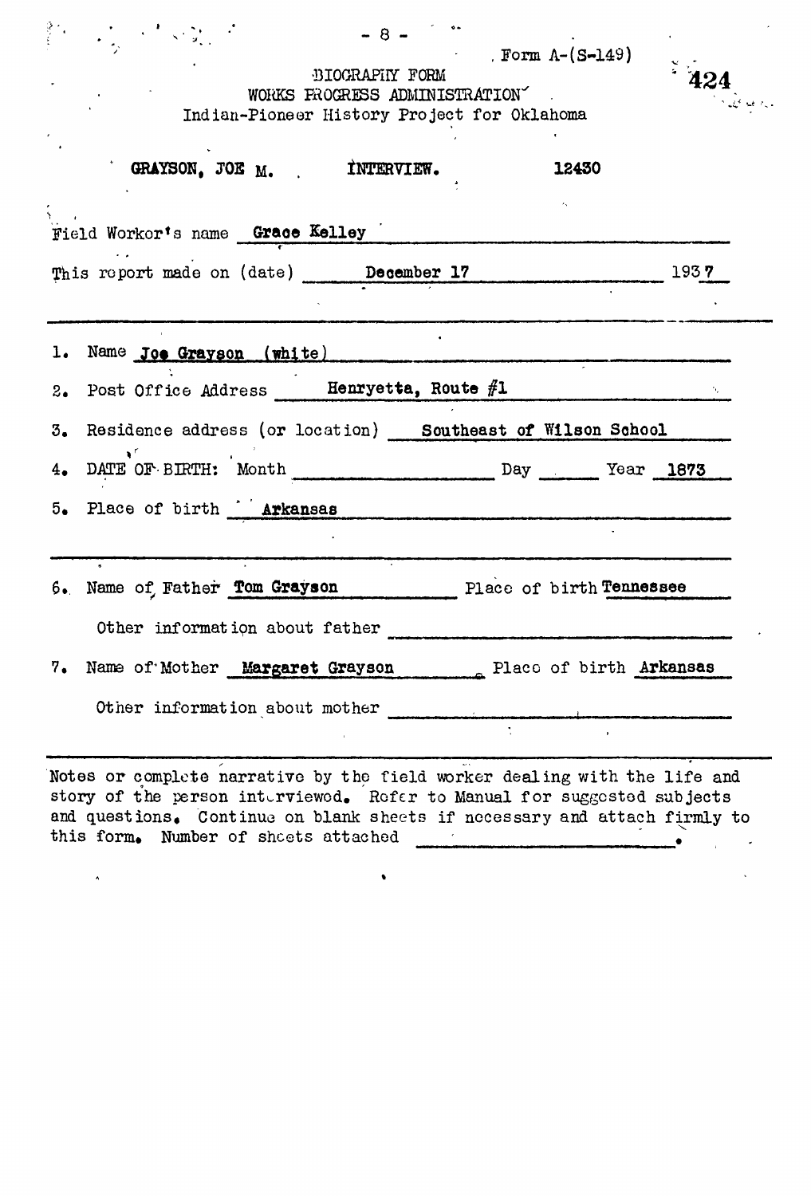Form A-(S-149)

424

BIOGRAPHY FORM
WORKS PROGRESS ADMINISTRATION
Indian-Pioneer History Project for Oklahoma

**GRAYSON, JOE M.    INTERVIEW.    12430**

Field Worker's name **Grace Kelley**

This report made on (date) **December 17** 193**7**

1. Name **Joe Grayson (white)**
2. Post Office Address **Henryetta, Route #1**
3. Residence address (or location) **Southeast of Wilson School**
4. DATE OF BIRTH: Month \_\_\_\_\_\_ Day \_\_\_\_\_\_ Year **1873**
5. Place of birth **Arkansas**

6. Name of Father **Tom Grayson** Place of birth **Tennessee**

   Other information about father

7. Name of Mother **Margaret Grayson** Place of birth **Arkansas**

   Other information about mother

Notes or complete narrative by the field worker dealing with the life and story of the person interviewed. Refer to Manual for suggested subjects and questions. Continue on blank sheets if necessary and attach firmly to this form. Number of sheets attached \_\_\_\_\_\_.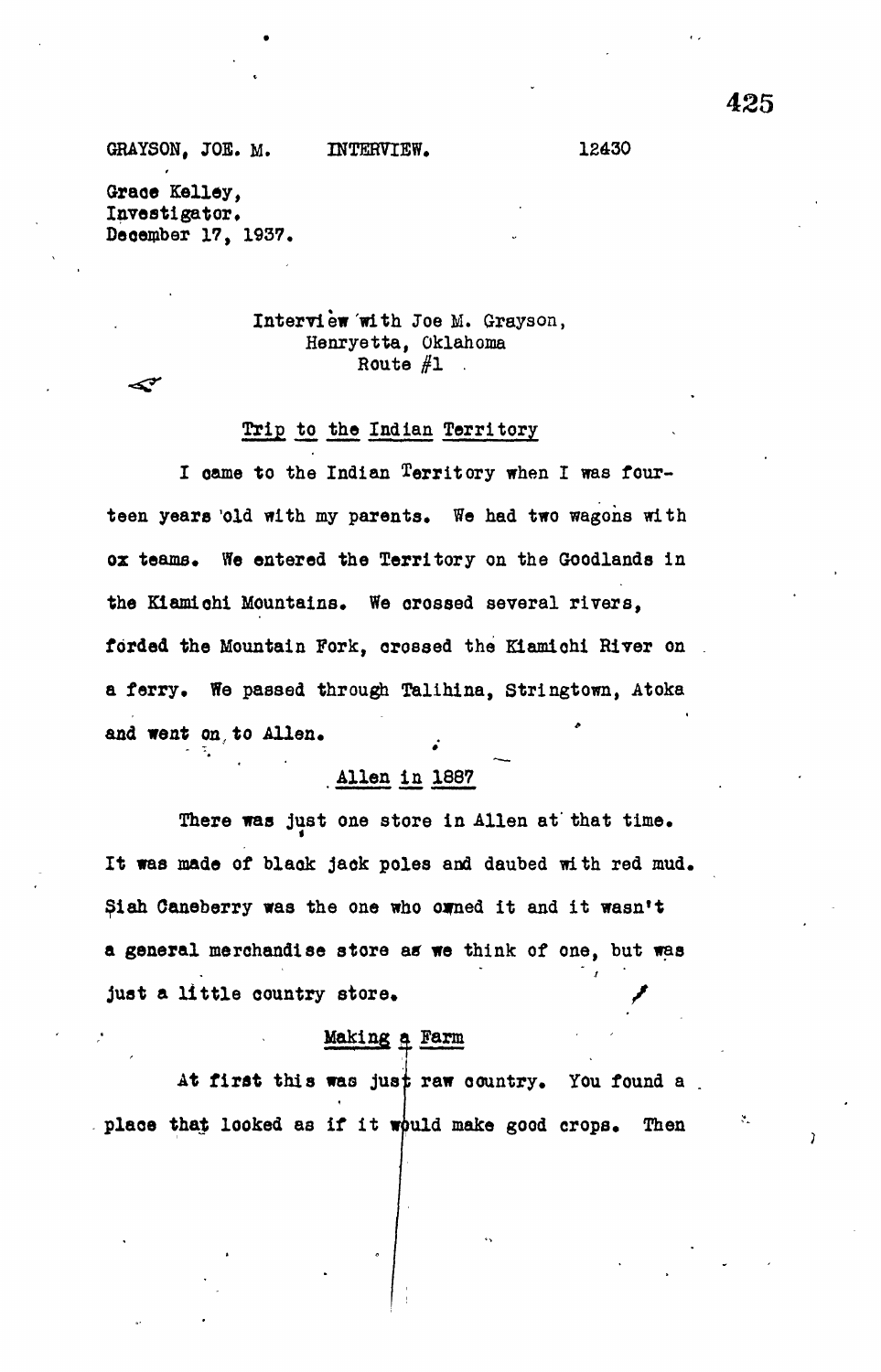GRAYSON, JOE. M. INTERVIEW. 12430

Grace Kelley,
Investigator.
December 17, 1937.

Interview with Joe M. Grayson,
Henryetta, Oklahoma
Route #1

## Trip to the Indian Territory

I came to the Indian Territory when I was fourteen years old with my parents. We had two wagons with ox teams. We entered the Territory on the Goodlands in the Kiamichi Mountains. We crossed several rivers, forded the Mountain Fork, crossed the Kiamichi River on a ferry. We passed through Talihina, Stringtown, Atoka and went on to Allen.

## Allen in 1887

There was just one store in Allen at that time. It was made of black jack poles and daubed with red mud. Siah Caneberry was the one who owned it and it wasn't a general merchandise store as we think of one, but was just a little country store.

## Making a Farm

At first this was just raw country. You found a place that looked as if it would make good crops. Then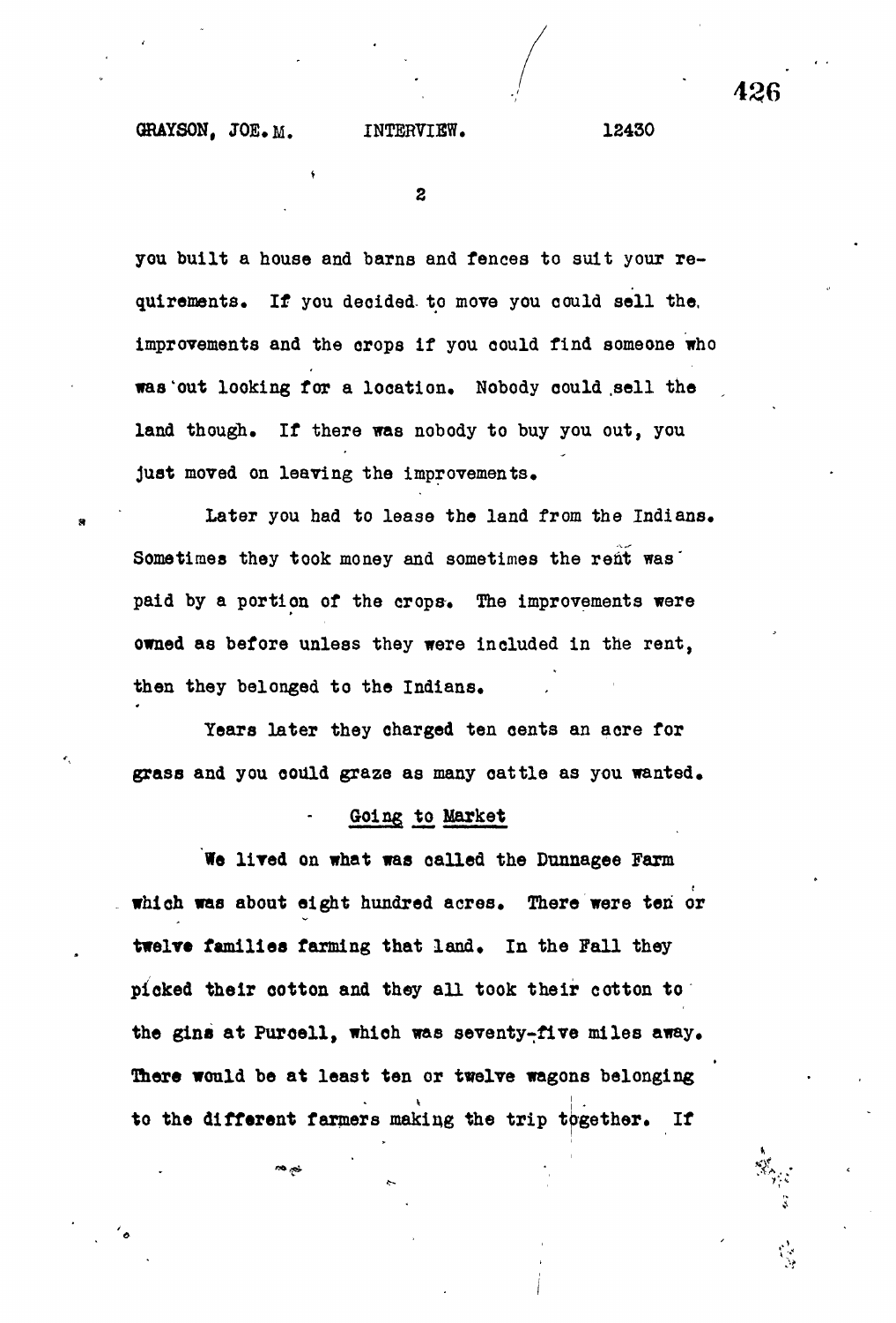you built a house and barns and fences to suit your requirements. If you decided to move you could sell the improvements and the crops if you could find someone who was out looking for a location. Nobody could sell the land though. If there was nobody to buy you out, you just moved on leaving the improvements.

Later you had to lease the land from the Indians. Sometimes they took money and sometimes the rent was paid by a portion of the crops. The improvements were owned as before unless they were included in the rent, then they belonged to the Indians.

Years later they charged ten cents an acre for grass and you could graze as many cattle as you wanted.

## Going to Market

We lived on what was called the Dunnagee Farm which was about eight hundred acres. There were ten or twelve families farming that land. In the Fall they picked their cotton and they all took their cotton to the gins at Purcell, which was seventy-five miles away. There would be at least ten or twelve wagons belonging to the different farmers making the trip together. If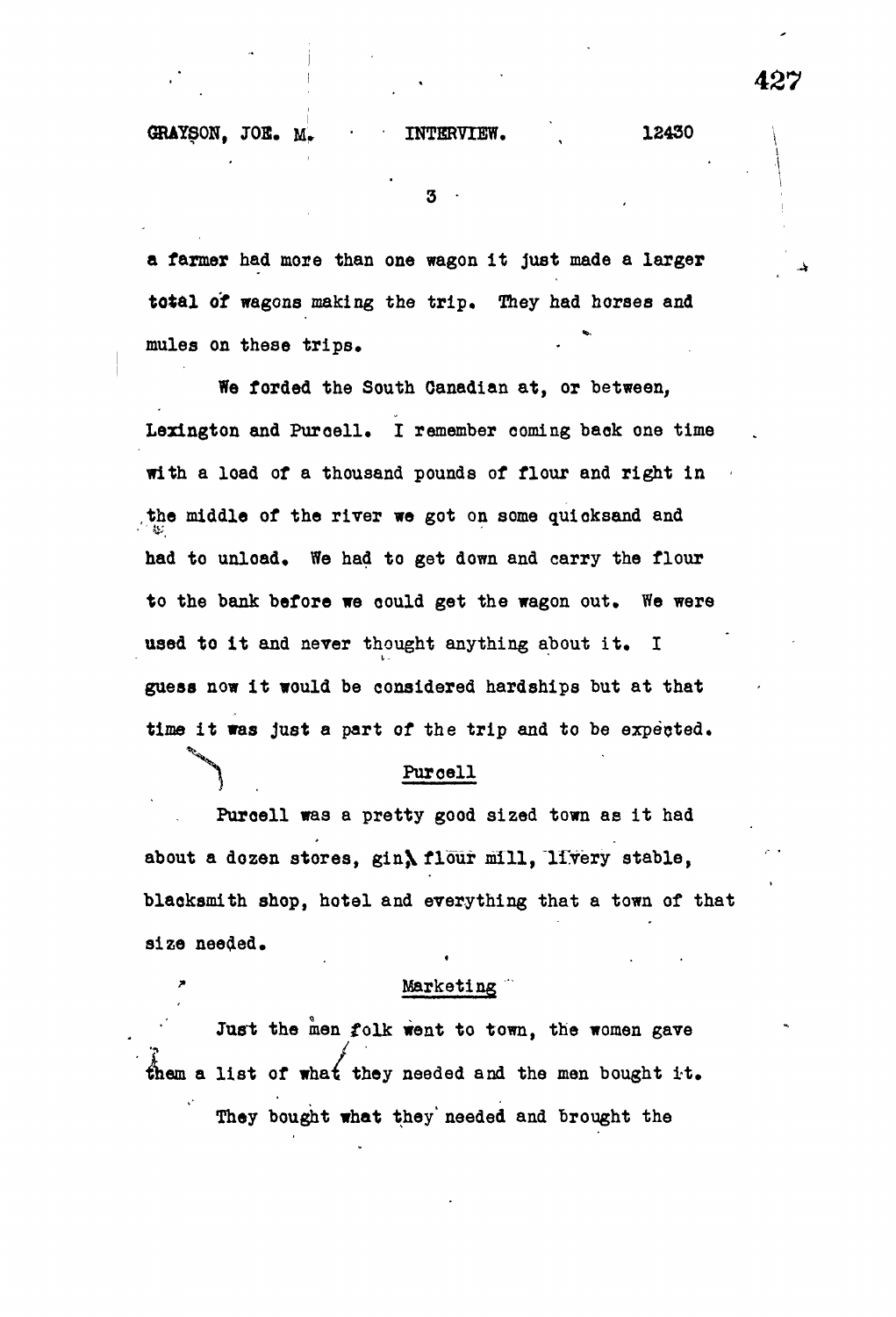a farmer had more than one wagon it just made a larger total of wagons making the trip. They had horses and mules on these trips.

We forded the South Canadian at, or between, Lexington and Purcell. I remember coming back one time with a load of a thousand pounds of flour and right in the middle of the river we got on some quicksand and had to unload. We had to get down and carry the flour to the bank before we could get the wagon out. We were used to it and never thought anything about it. I guess now it would be considered hardships but at that time it was just a part of the trip and to be expected.

## Purcell

Purcell was a pretty good sized town as it had about a dozen stores, gin, flour mill, livery stable, blacksmith shop, hotel and everything that a town of that size needed.

## Marketing

Just the men folk went to town, the women gave them a list of what they needed and the men bought it.

They bought what they needed and brought the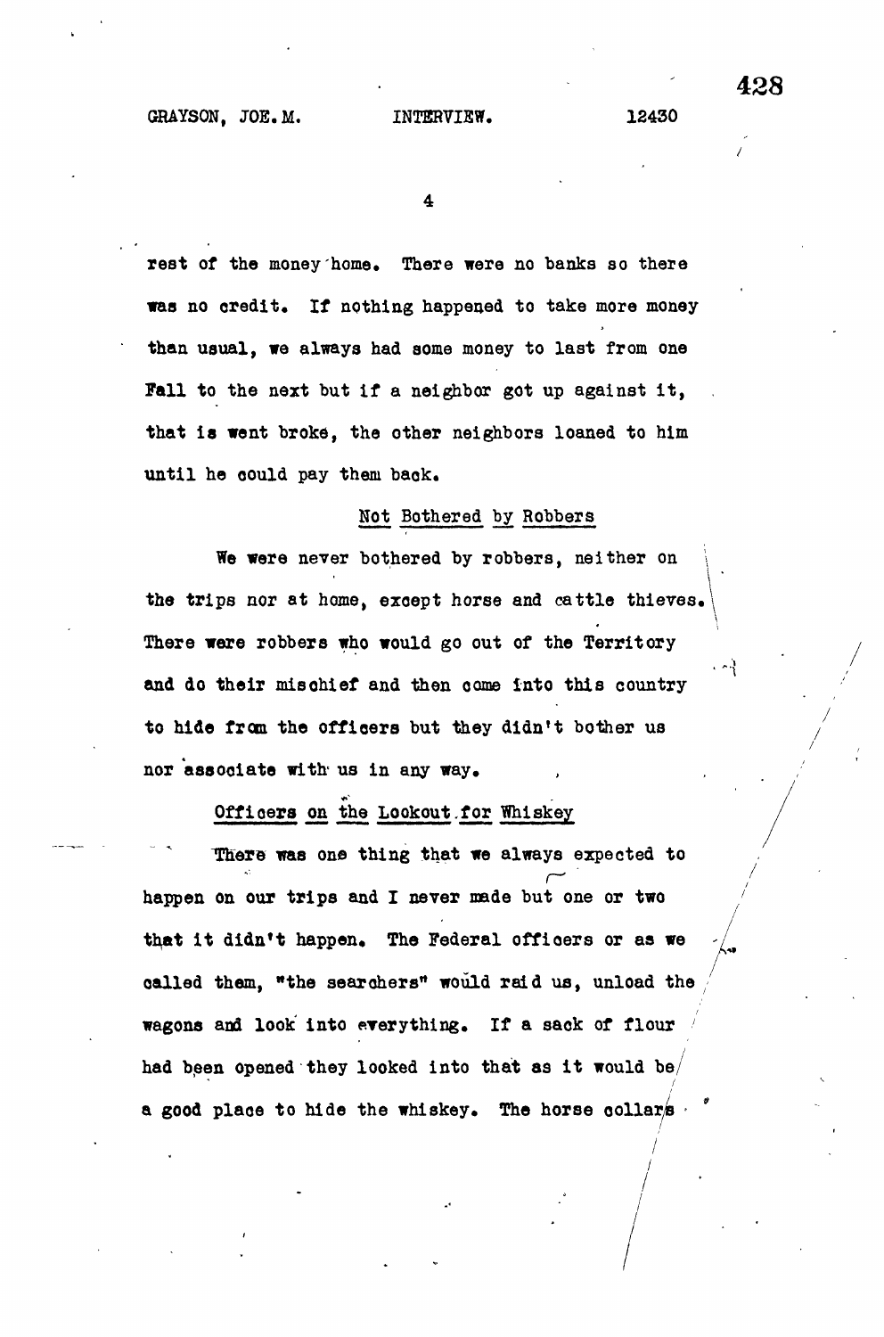rest of the money home. There were no banks so there was no credit. If nothing happened to take more money than usual, we always had some money to last from one Fall to the next but if a neighbor got up against it, that is went broke, the other neighbors loaned to him until he could pay them back.

## Not Bothered by Robbers

We were never bothered by robbers, neither on the trips nor at home, except horse and cattle thieves. There were robbers who would go out of the Territory and do their mischief and then come into this country to hide from the officers but they didn't bother us nor associate with us in any way.

## Officers on the Lookout for Whiskey

There was one thing that we always expected to happen on our trips and I never made but one or two that it didn't happen. The Federal officers or as we called them, "the searchers" would raid us, unload the wagons and look into everything. If a sack of flour had been opened they looked into that as it would be a good place to hide the whiskey. The horse collars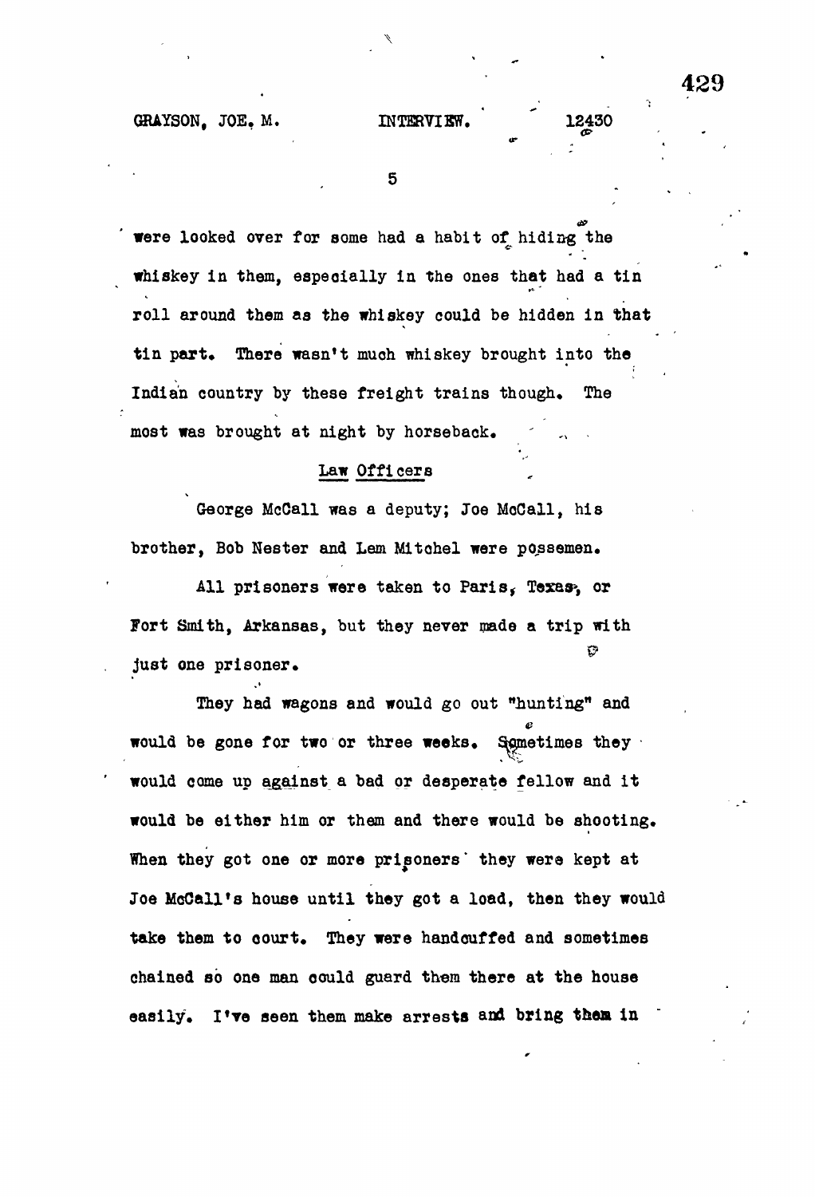were looked over for some had a habit of hiding the whiskey in them, especially in the ones that had a tin roll around them as the whiskey could be hidden in that tin part. There wasn't much whiskey brought into the Indian country by these freight trains though. The most was brought at night by horseback.

## Law Officers

George McCall was a deputy; Joe McCall, his brother, Bob Nester and Lem Mitchel were possemen.

All prisoners were taken to Paris, Texas, or Fort Smith, Arkansas, but they never made a trip with just one prisoner.

They had wagons and would go out "hunting" and would be gone for two or three weeks. Sometimes they would come up against a bad or desperate fellow and it would be either him or them and there would be shooting. When they got one or more prisoners they were kept at Joe McCall's house until they got a load, then they would take them to court. They were handcuffed and sometimes chained so one man could guard them there at the house easily. I've seen them make arrests and bring them in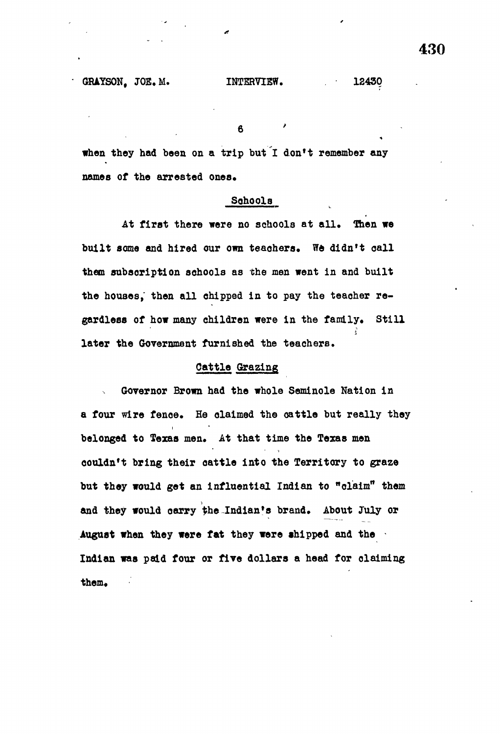when they had been on a trip but I don't remember any names of the arrested ones.

## Schools

At first there were no schools at all. Then we built some and hired our own teachers. We didn't call them subscription schools as the men went in and built the houses, then all chipped in to pay the teacher regardless of how many children were in the family. Still later the Government furnished the teachers.

## Cattle Grazing

Governor Brown had the whole Seminole Nation in a four wire fence. He claimed the cattle but really they belonged to Texas men. At that time the Texas men couldn't bring their cattle into the Territory to graze but they would get an influential Indian to "claim" them and they would carry the Indian's brand. About July or August when they were fat they were shipped and the Indian was paid four or five dollars a head for claiming them.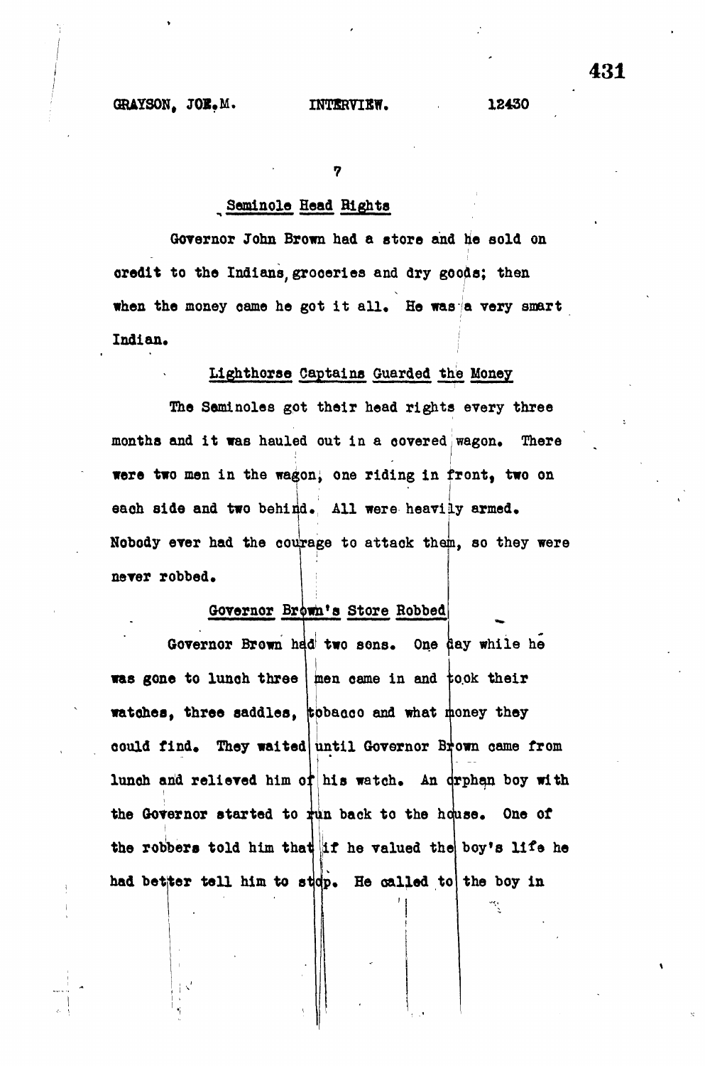## Seminole Head Rights

Governor John Brown had a store and he sold on credit to the Indians, groceries and dry goods; then when the money came he got it all. He was a very smart Indian.

## Lighthorse Captains Guarded the Money

The Seminoles got their head rights every three months and it was hauled out in a covered wagon. There were two men in the wagon, one riding in front, two on each side and two behind. All were heavily armed. Nobody ever had the courage to attack them, so they were never robbed.

## Governor Brown's Store Robbed

Governor Brown had two sons. One day while he was gone to lunch three men came in and took their watches, three saddles, tobacco and what money they could find. They waited until Governor Brown came from lunch and relieved him of his watch. An orphan boy with the Governor started to run back to the house. One of the robbers told him that if he valued the boy's life he had better tell him to stop. He called to the boy in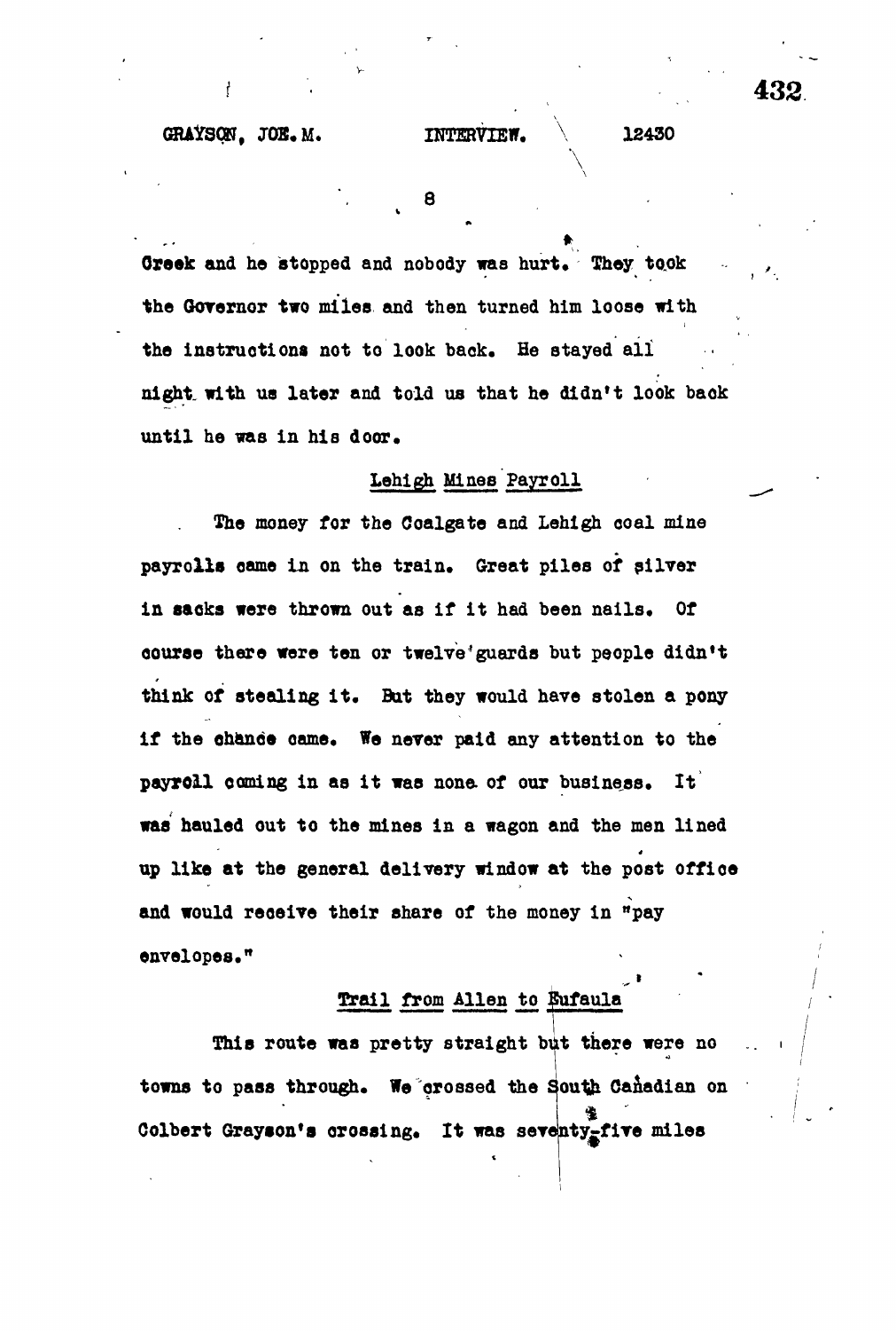Creek and he stopped and nobody was hurt. They took the Governor two miles and then turned him loose with the instructions not to look back. He stayed all night with us later and told us that he didn't look back until he was in his door.

## Lehigh Mines Payroll

The money for the Coalgate and Lehigh coal mine payrolls came in on the train. Great piles of silver in sacks were thrown out as if it had been nails. Of course there were ten or twelve guards but people didn't think of stealing it. But they would have stolen a pony if the chance came. We never paid any attention to the payroll coming in as it was none of our business. It was hauled out to the mines in a wagon and the men lined up like at the general delivery window at the post office and would receive their share of the money in "pay envelopes."

## Trail from Allen to Eufaula

This route was pretty straight but there were no towns to pass through. We crossed the South Canadian on Colbert Grayson's crossing. It was seventy-five miles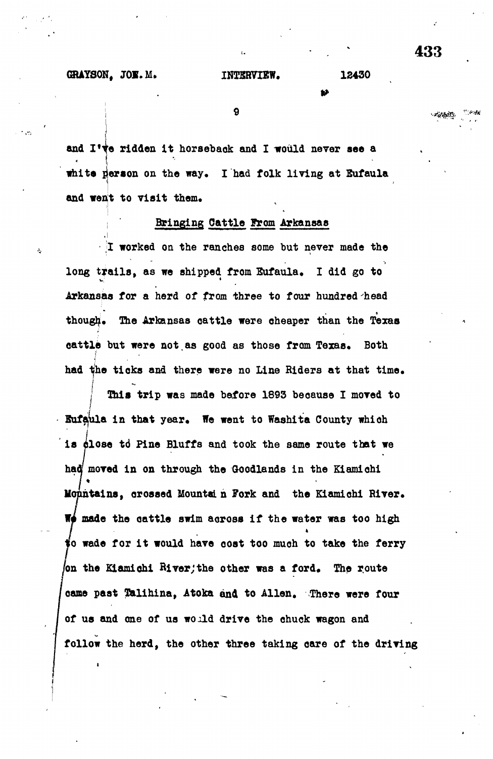and I've ridden it horseback and I would never see a white person on the way. I had folk living at Eufaula and went to visit them.

## Bringing Cattle From Arkansas

I worked on the ranches some but never made the long trails, as we shipped from Eufaula. I did go to Arkansas for a herd of from three to four hundred head though. The Arkansas cattle were cheaper than the Texas cattle but were not as good as those from Texas. Both had the ticks and there were no Line Riders at that time.

This trip was made before 1893 because I moved to Eufaula in that year. We went to Washita County which is close to Pine Bluffs and took the same route that we had moved in on through the Goodlands in the Kiamichi Mountains, crossed Mountain Fork and the Kiamichi River. We made the cattle swim across if the water was too high to wade for it would have cost too much to take the ferry on the Kiamichi River; the other was a ford. The route came past Talihina, Atoka and to Allen. There were four of us and one of us would drive the chuck wagon and follow the herd, the other three taking care of the driving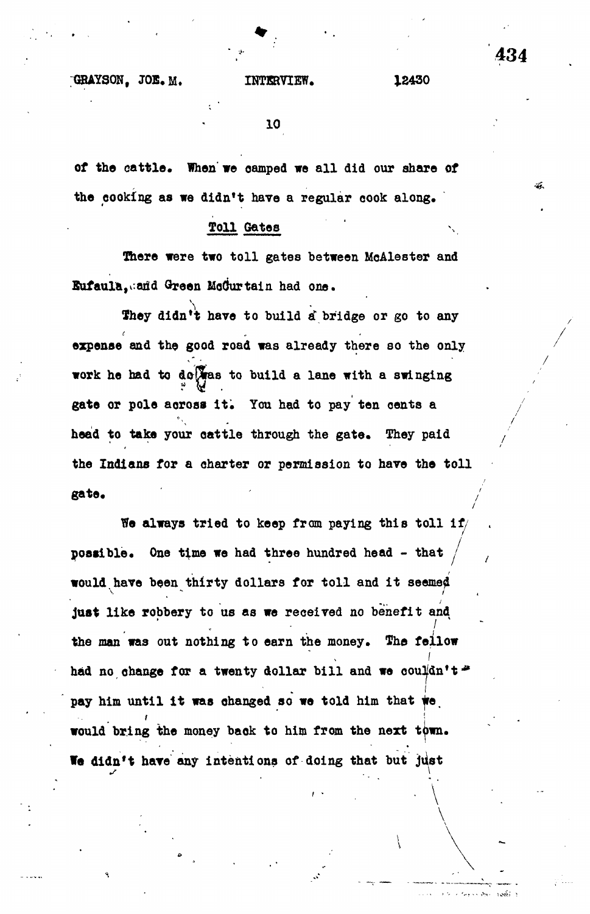of the cattle. When we camped we all did our share of the cooking as we didn't have a regular cook along.

## Toll Gates

There were two toll gates between McAlester and Eufaula, and Green McCurtain had one.

They didn't have to build a bridge or go to any expense and the good road was already there so the only work he had to do was to build a lane with a swinging gate or pole across it. You had to pay ten cents a head to take your cattle through the gate. They paid the Indians for a charter or permission to have the toll gate.

We always tried to keep from paying this toll if possible. One time we had three hundred head - that would have been thirty dollars for toll and it seemed just like robbery to us as we received no benefit and the man was out nothing to earn the money. The fellow had no change for a twenty dollar bill and we couldn't pay him until it was changed so we told him that we would bring the money back to him from the next town. We didn't have any intentions of doing that but just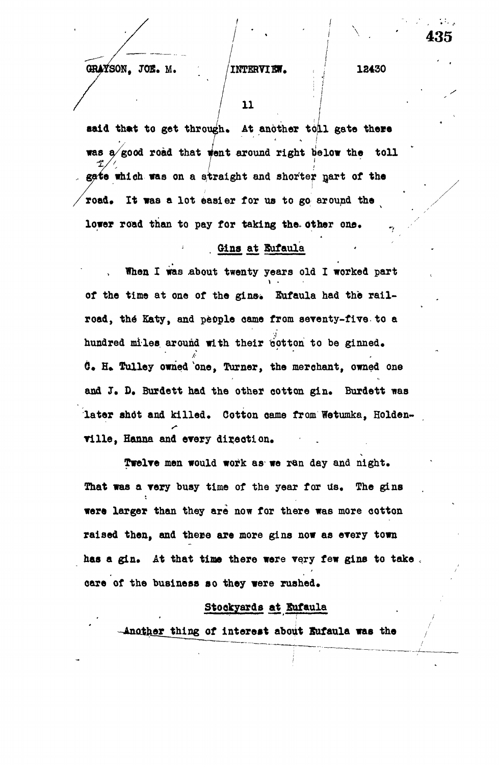said that to get through. At another toll gate there was a good road that went around right below the toll gate which was on a straight and shorter part of the road. It was a lot easier for us to go around the lower road than to pay for taking the other one.

## Gins at Eufaula

When I was about twenty years old I worked part of the time at one of the gins. Eufaula had the railroad, the Katy, and people came from seventy-five to a hundred miles around with their cotton to be ginned. C. H. Tulley owned one, Turner, the merchant, owned one and J. D. Burdett had the other cotton gin. Burdett was later shot and killed. Cotton came from Wetumka, Holdenville, Hanna and every direction.

Twelve men would work as we ran day and night. That was a very busy time of the year for us. The gins were larger than they are now for there was more cotton raised then, and there are more gins now as every town has a gin. At that time there were very few gins to take care of the business so they were rushed.

## Stockyards at Eufaula

Another thing of interest about Eufaula was the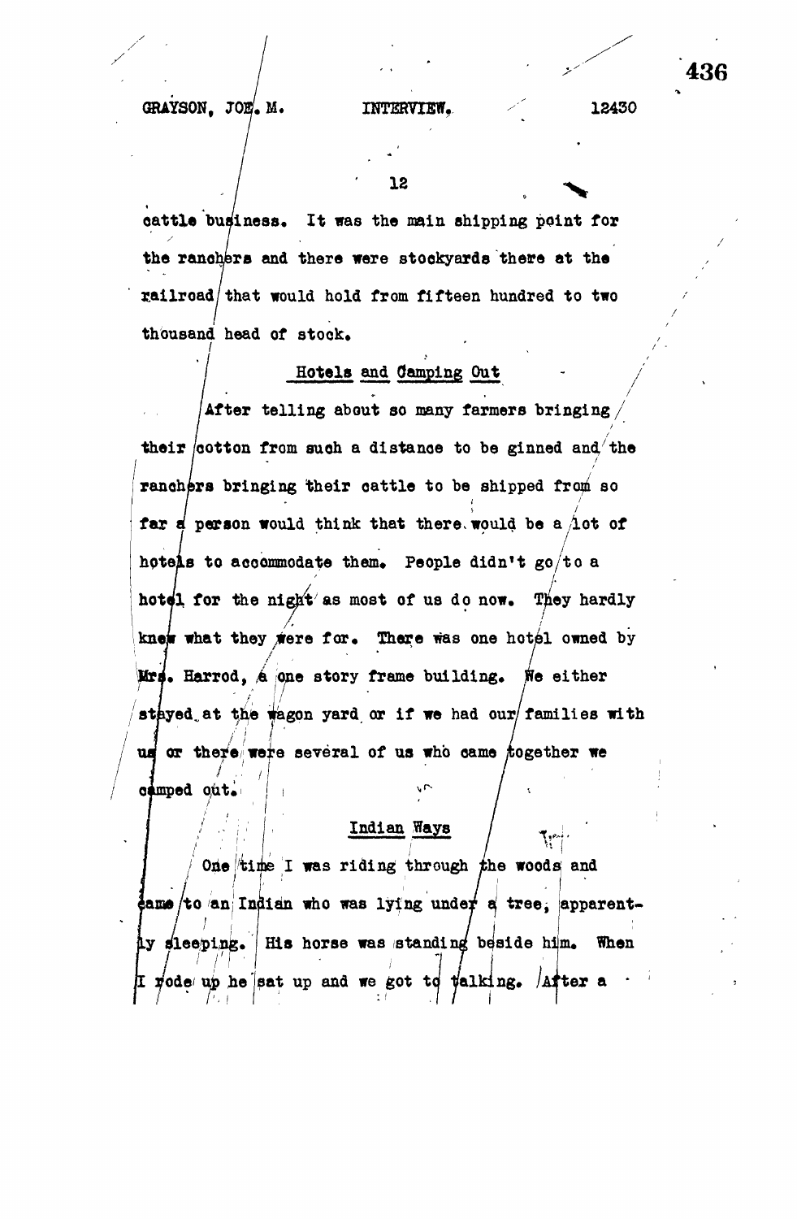cattle business. It was the main shipping point for the ranchers and there were stockyards there at the railroad that would hold from fifteen hundred to two thousand head of stock.

## Hotels and Camping Out

After telling about so many farmers bringing their cotton from such a distance to be ginned and the ranchers bringing their cattle to be shipped from so far a person would think that there would be a lot of hotels to accommodate them. People didn't go to a hotel for the night as most of us do now. They hardly knew what they were for. There was one hotel owned by Mrs. Harrod, a one story frame building. We either stayed at the wagon yard or if we had our families with us or there were several of us who came together we camped out.

## Indian Ways

One time I was riding through the woods and came to an Indian who was lying under a tree, apparently sleeping. His horse was standing beside him. When I rode up he sat up and we got to talking. After a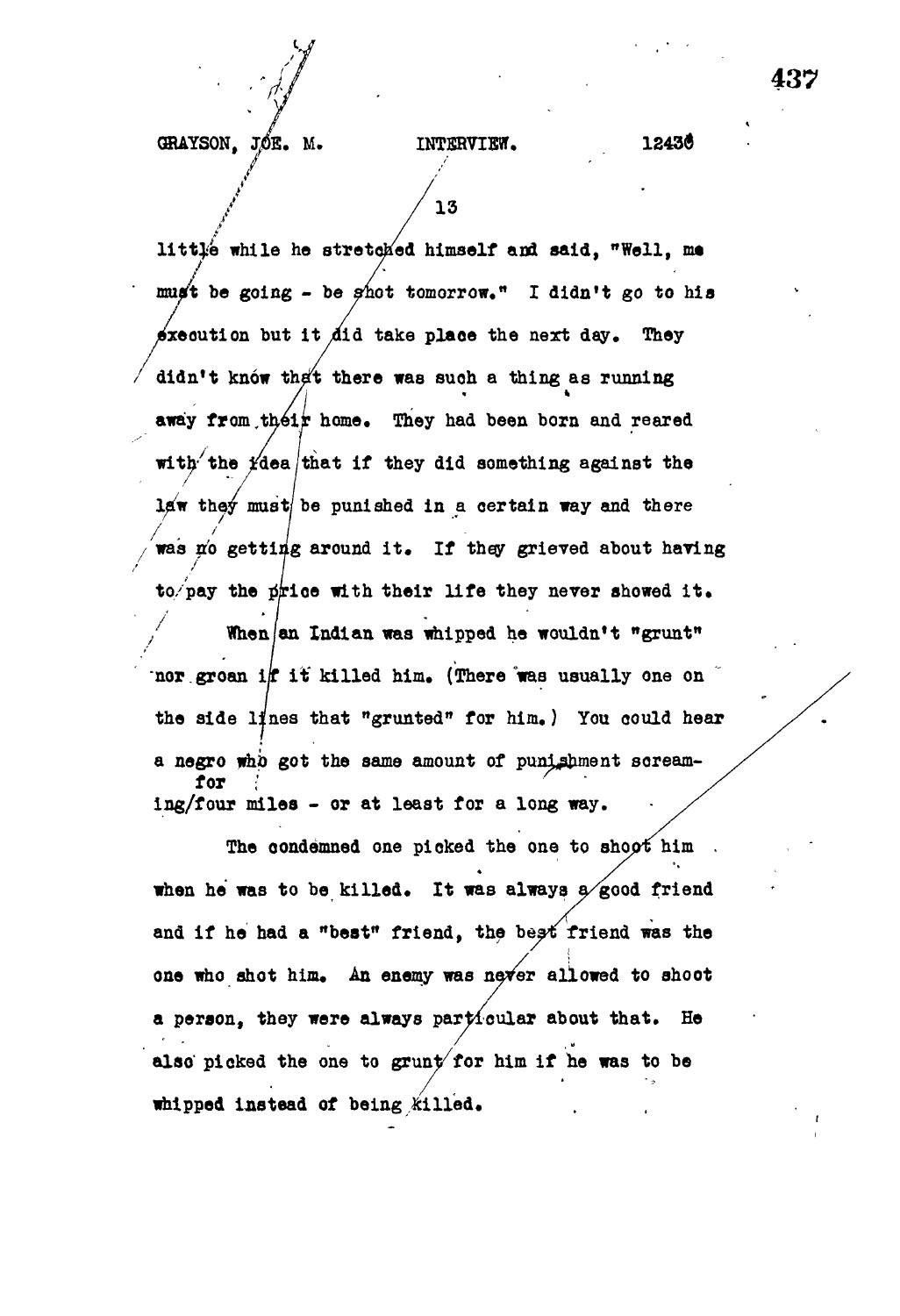little while he stretched himself and said, "Well, me must be going - be shot tomorrow." I didn't go to his execution but it did take place the next day. They didn't know that there was such a thing as running away from their home. They had been born and reared with the idea that if they did something against the law they must be punished in a certain way and there was no getting around it. If they grieved about having to pay the price with their life they never showed it.

When an Indian was whipped he wouldn't "grunt" nor groan if it killed him. (There was usually one on the side lines that "grunted" for him.) You could hear a negro who got the same amount of punishment screaming for four miles - or at least for a long way.

The condemned one picked the one to shoot him when he was to be killed. It was always a good friend and if he had a "best" friend, the best friend was the one who shot him. An enemy was never allowed to shoot a person, they were always particular about that. He also picked the one to grunt for him if he was to be whipped instead of being killed.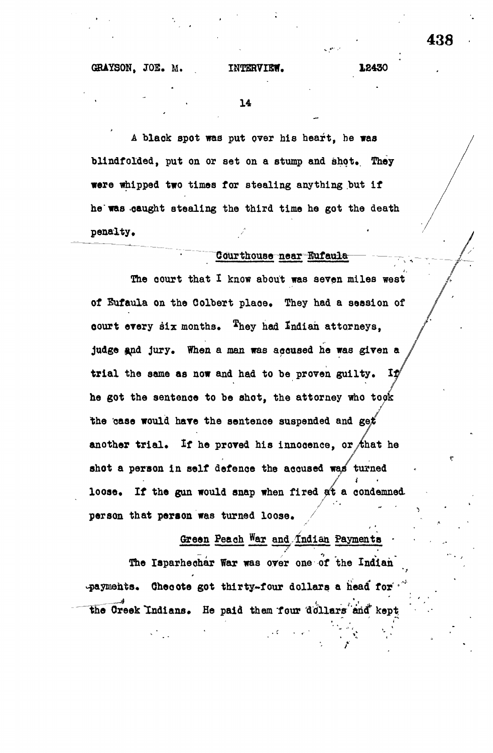A black spot was put over his heart, he was blindfolded, put on or set on a stump and shot. They were whipped two times for stealing anything but if he was caught stealing the third time he got the death penalty.

## Courthouse near Eufaula

The court that I know about was seven miles west of Eufaula on the Colbert place. They had a session of court every six months. They had Indian attorneys, judge and jury. When a man was accused he was given a trial the same as now and had to be proven guilty. If he got the sentence to be shot, the attorney who took the case would have the sentence suspended and get another trial. If he proved his innocence, or that he shot a person in self defence the accused was turned loose. If the gun would snap when fired at a condemned person that person was turned loose.

## Green Peach War and Indian Payments

The Isparhechar War was over one of the Indian payments. Checote got thirty-four dollars a head for the Creek Indians. He paid them four dollars and kept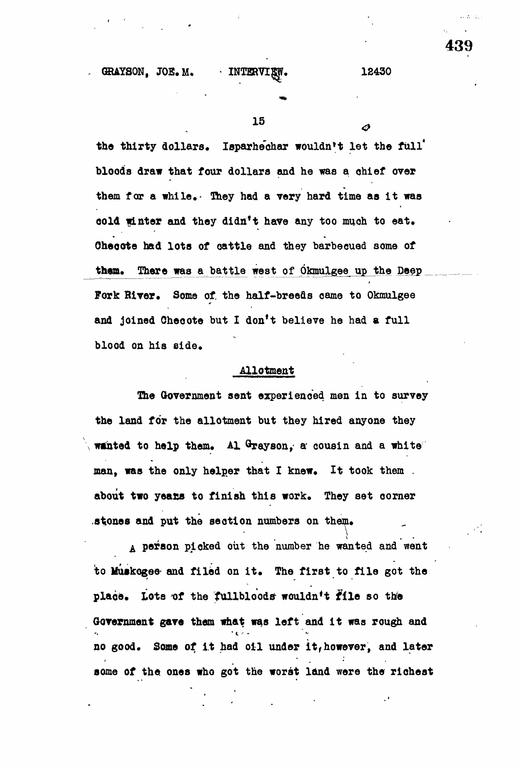the thirty dollars. Isparhechar wouldn't let the full bloods draw that four dollars and he was a chief over them for a while. They had a very hard time as it was cold winter and they didn't have any too much to eat. Checote had lots of cattle and they barbecued some of them. There was a battle west of Okmulgee up the Deep Fork River. Some of the half-breeds came to Okmulgee and joined Checote but I don't believe he had a full blood on his side.

## Allotment

The Government sent experienced men in to survey the land for the allotment but they hired anyone they wanted to help them. Al Grayson, a cousin and a white man, was the only helper that I knew. It took them about two years to finish this work. They set corner stones and put the section numbers on them.

A person picked out the number he wanted and went to Muskogee and filed on it. The first to file got the place. Lots of the fullbloods wouldn't file so the Government gave them what was left and it was rough and no good. Some of it had oil under it, however, and later some of the ones who got the worst land were the richest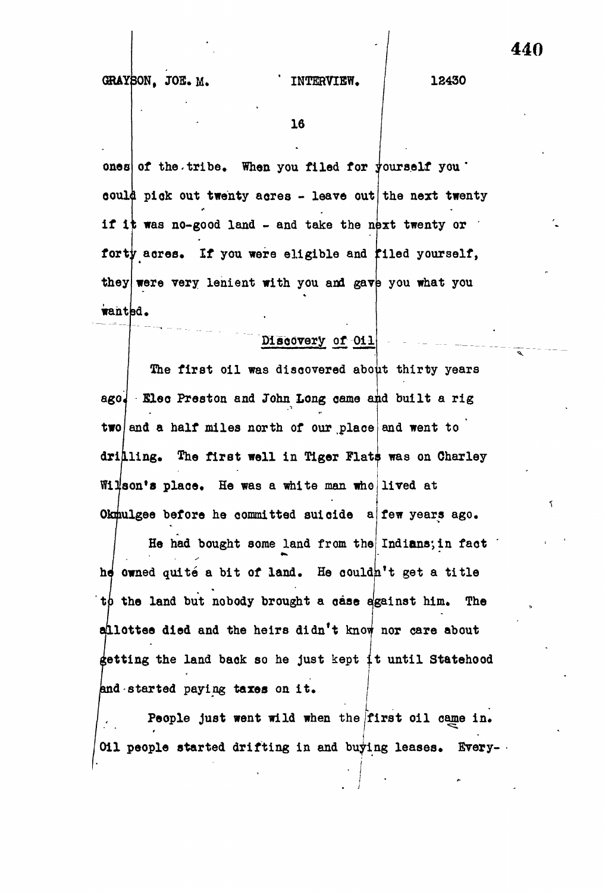ones of the tribe. When you filed for yourself you could pick out twenty acres - leave out the next twenty if it was no-good land - and take the next twenty or forty acres. If you were eligible and filed yourself, they were very lenient with you and gave you what you wanted.

## Discovery of Oil

The first oil was discovered about thirty years ago. Elec Preston and John Long came and built a rig two and a half miles north of our place and went to drilling. The first well in Tiger Flats was on Charley Wilson's place. He was a white man who lived at Okmulgee before he committed suicide a few years ago.

He had bought some land from the Indians; in fact he owned quite a bit of land. He couldn't get a title to the land but nobody brought a case against him. The allottee died and the heirs didn't know nor care about getting the land back so he just kept it until Statehood and started paying taxes on it.

People just went wild when the first oil came in. Oil people started drifting in and buying leases. Every-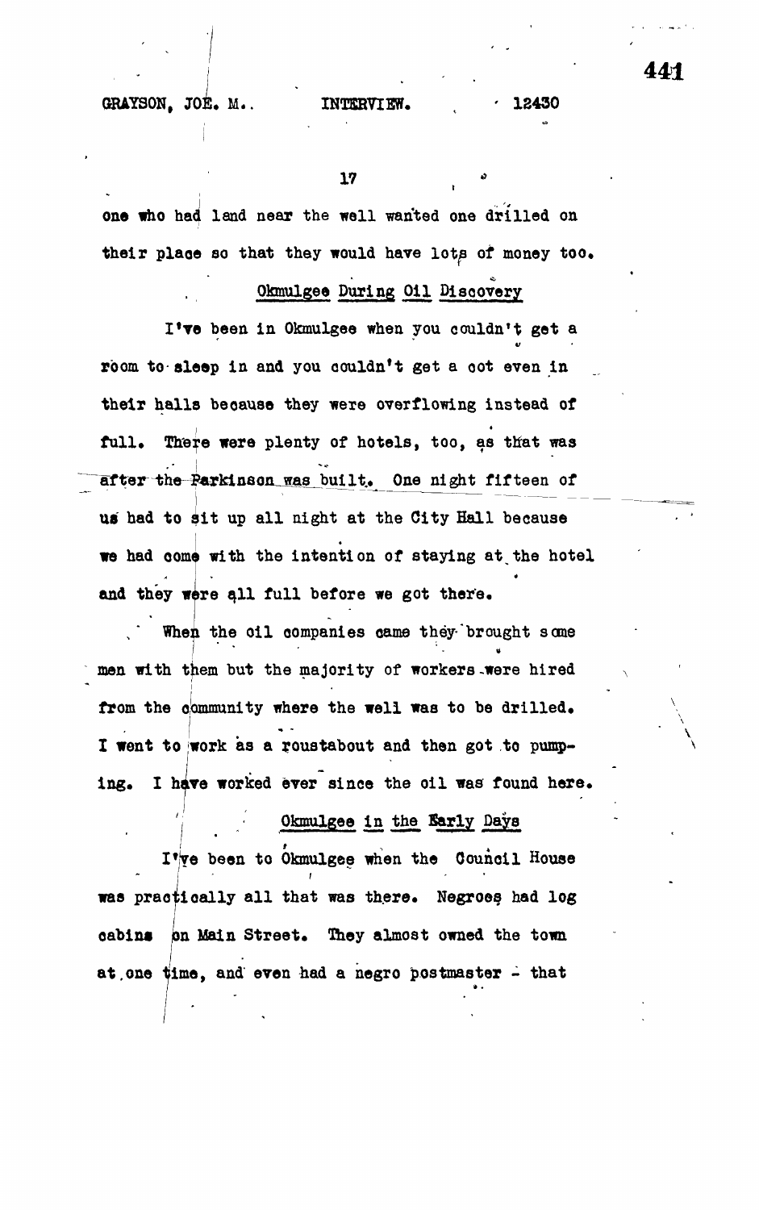one who had land near the well wanted one drilled on their place so that they would have lots of money too.

## Okmulgee During Oil Discovery

I've been in Okmulgee when you couldn't get a room to sleep in and you couldn't get a cot even in their halls because they were overflowing instead of full. There were plenty of hotels, too, as that was after the Parkinson was built. One night fifteen of us had to sit up all night at the City Hall because we had come with the intention of staying at the hotel and they were all full before we got there.

When the oil companies came they brought some men with them but the majority of workers were hired from the community where the well was to be drilled. I went to work as a roustabout and then got to pumping. I have worked ever since the oil was found here.

## Okmulgee in the Early Days

I've been to Okmulgee when the Council House was practically all that was there. Negroes had log cabins on Main Street. They almost owned the town at one time, and even had a negro postmaster - that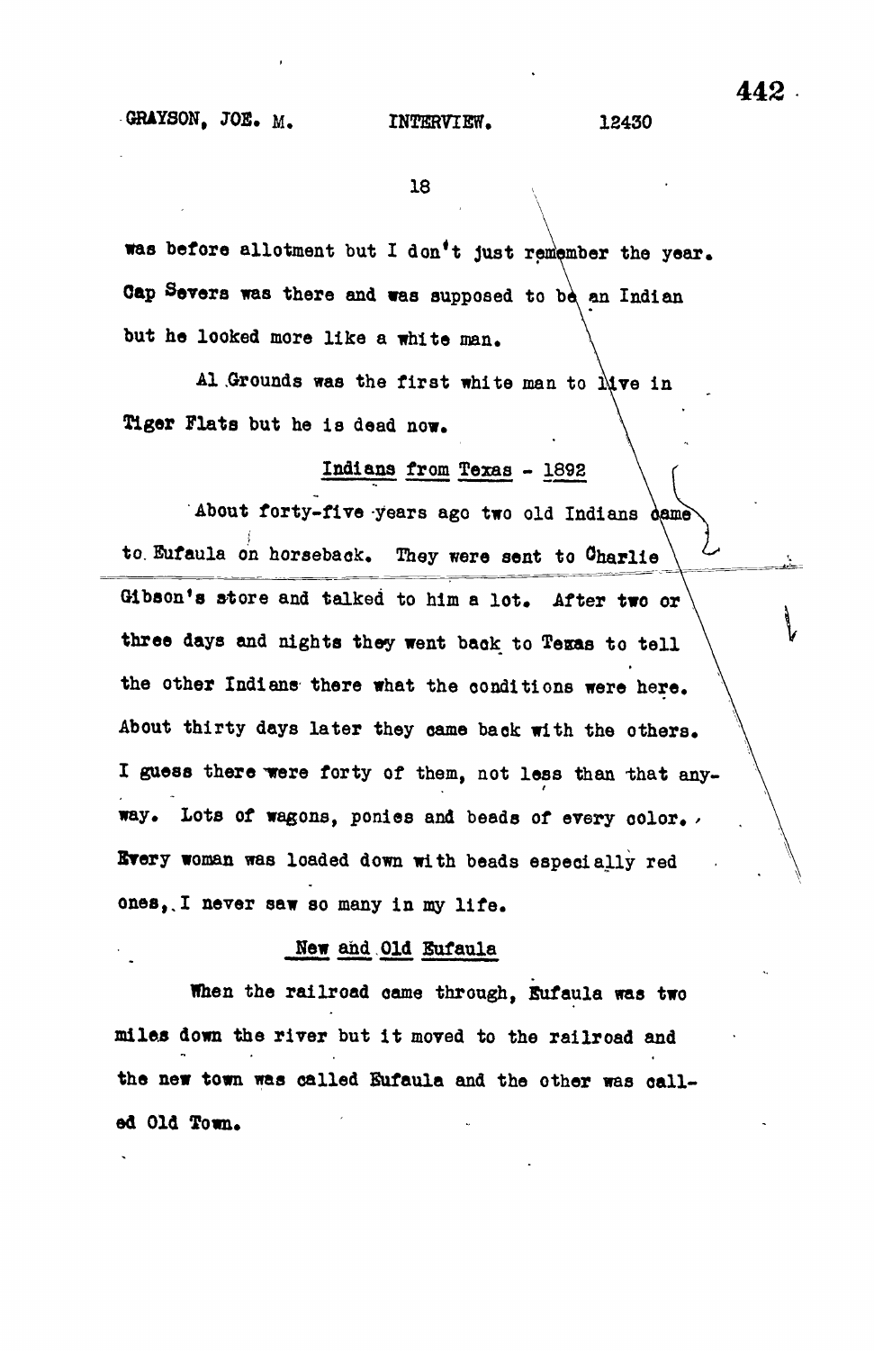was before allotment but I don't just remember the year. Cap Severs was there and was supposed to be an Indian but he looked more like a white man.

Al Grounds was the first white man to live in Tiger Flats but he is dead now.

## Indians from Texas - 1892

About forty-five years ago two old Indians came to Eufaula on horseback. They were sent to Charlie Gibson's store and talked to him a lot. After two or three days and nights they went back to Texas to tell the other Indians there what the conditions were here. About thirty days later they came back with the others. I guess there were forty of them, not less than that anyway. Lots of wagons, ponies and beads of every color. Every woman was loaded down with beads especially red ones, I never saw so many in my life.

## New and Old Eufaula

When the railroad came through, Eufaula was two miles down the river but it moved to the railroad and the new town was called Eufaula and the other was called Old Town.